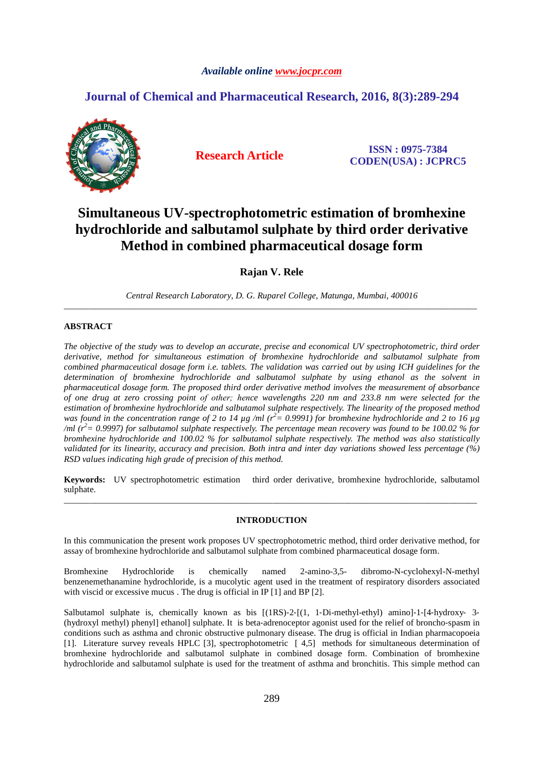*Available online www.jocpr.com*

## Journal of Chemical and Pharmaceutical Research, 2016, 8(3):289-294

**Research Article**

**ISSN : 0975-7384**
**CODEN(USA) : JCPRC5**

# Simultaneous UV-spectrophotometric estimation of bromhexine hydrochloride and salbutamol sulphate by third order derivative Method in combined pharmaceutical dosage form

**Rajan V. Rele**

*Central Research Laboratory, D. G. Ruparel College, Matunga, Mumbai, 400016*

---

**ABSTRACT**

*The objective of the study was to develop an accurate, precise and economical UV spectrophotometric, third order derivative, method for simultaneous estimation of bromhexine hydrochloride and salbutamol sulphate from combined pharmaceutical dosage form i.e. tablets. The validation was carried out by using ICH guidelines for the determination of bromhexine hydrochloride and salbutamol sulphate by using ethanol as the solvent in pharmaceutical dosage form. The proposed third order derivative method involves the measurement of absorbance of one drug at zero crossing point of other; hence wavelengths 220 nm and 233.8 nm were selected for the estimation of bromhexine hydrochloride and salbutamol sulphate respectively. The linearity of the proposed method was found in the concentration range of 2 to 14 µg /ml ($r^2$= 0.9991) for bromhexine hydrochloride and 2 to 16 µg /ml ($r^2$= 0.9997) for salbutamol sulphate respectively. The percentage mean recovery was found to be 100.02 % for bromhexine hydrochloride and 100.02 % for salbutamol sulphate respectively. The method was also statistically validated for its linearity, accuracy and precision. Both intra and inter day variations showed less percentage (%) RSD values indicating high grade of precision of this method.*

**Keywords:** UV spectrophotometric estimation third order derivative, bromhexine hydrochloride, salbutamol sulphate.

---

## INTRODUCTION

In this communication the present work proposes UV spectrophotometric method, third order derivative method, for assay of bromhexine hydrochloride and salbutamol sulphate from combined pharmaceutical dosage form.

Bromhexine Hydrochloride is chemically named 2-amino-3,5- dibromo-N-cyclohexyl-N-methyl benzenemethanamine hydrochloride, is a mucolytic agent used in the treatment of respiratory disorders associated with viscid or excessive mucus . The drug is official in IP [1] and BP [2].

Salbutamol sulphate is, chemically known as bis [(1RS)-2-[(1, 1-Di-methyl-ethyl) amino]-1-[4-hydroxy- 3-(hydroxyl methyl) phenyl] ethanol] sulphate. It is beta-adrenoceptor agonist used for the relief of broncho-spasm in conditions such as asthma and chronic obstructive pulmonary disease. The drug is official in Indian pharmacopoeia [1]. Literature survey reveals HPLC [3], spectrophotometric [ 4,5] methods for simultaneous determination of bromhexine hydrochloride and salbutamol sulphate in combined dosage form. Combination of bromhexine hydrochloride and salbutamol sulphate is used for the treatment of asthma and bronchitis. This simple method can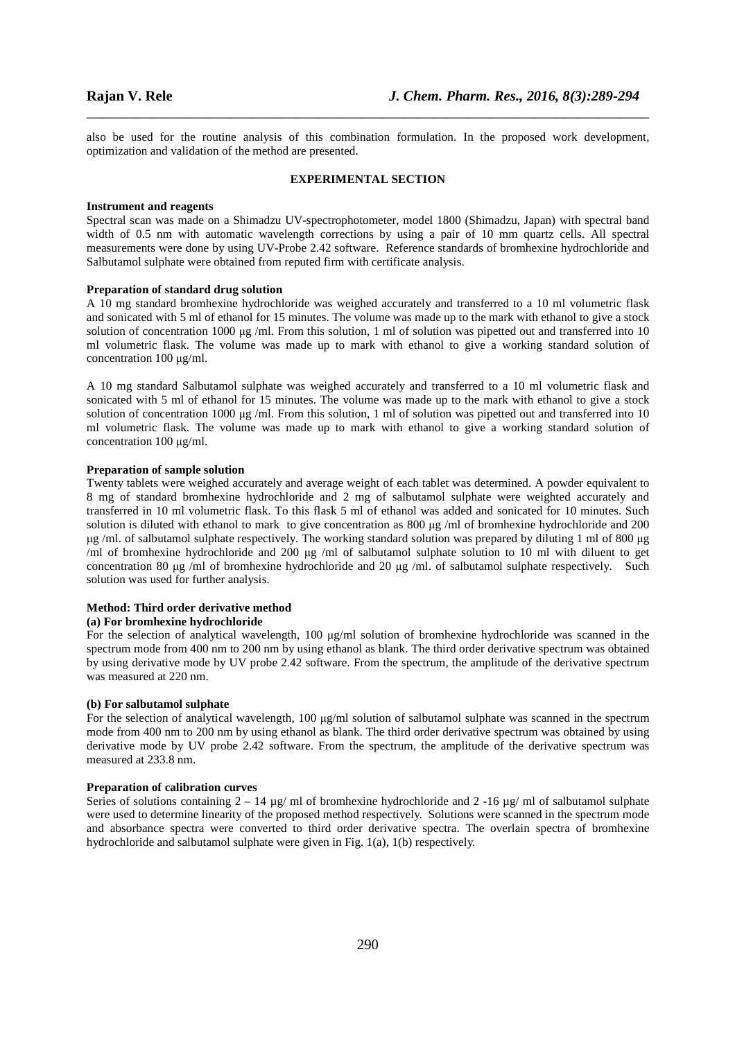also be used for the routine analysis of this combination formulation. In the proposed work development, optimization and validation of the method are presented.

## EXPERIMENTAL SECTION

### Instrument and reagents

Spectral scan was made on a Shimadzu UV-spectrophotometer, model 1800 (Shimadzu, Japan) with spectral band width of 0.5 nm with automatic wavelength corrections by using a pair of 10 mm quartz cells. All spectral measurements were done by using UV-Probe 2.42 software. Reference standards of bromhexine hydrochloride and Salbutamol sulphate were obtained from reputed firm with certificate analysis.

### Preparation of standard drug solution

A 10 mg standard bromhexine hydrochloride was weighed accurately and transferred to a 10 ml volumetric flask and sonicated with 5 ml of ethanol for 15 minutes. The volume was made up to the mark with ethanol to give a stock solution of concentration 1000 μg /ml. From this solution, 1 ml of solution was pipetted out and transferred into 10 ml volumetric flask. The volume was made up to mark with ethanol to give a working standard solution of concentration 100 μg/ml.

A 10 mg standard Salbutamol sulphate was weighed accurately and transferred to a 10 ml volumetric flask and sonicated with 5 ml of ethanol for 15 minutes. The volume was made up to the mark with ethanol to give a stock solution of concentration 1000 μg /ml. From this solution, 1 ml of solution was pipetted out and transferred into 10 ml volumetric flask. The volume was made up to mark with ethanol to give a working standard solution of concentration 100 μg/ml.

### Preparation of sample solution

Twenty tablets were weighed accurately and average weight of each tablet was determined. A powder equivalent to 8 mg of standard bromhexine hydrochloride and 2 mg of salbutamol sulphate were weighted accurately and transferred in 10 ml volumetric flask. To this flask 5 ml of ethanol was added and sonicated for 10 minutes. Such solution is diluted with ethanol to mark to give concentration as 800 μg /ml of bromhexine hydrochloride and 200 μg /ml. of salbutamol sulphate respectively. The working standard solution was prepared by diluting 1 ml of 800 μg /ml of bromhexine hydrochloride and 200 μg /ml of salbutamol sulphate solution to 10 ml with diluent to get concentration 80 μg /ml of bromhexine hydrochloride and 20 μg /ml. of salbutamol sulphate respectively. Such solution was used for further analysis.

### Method: Third order derivative method

#### (a) For bromhexine hydrochloride

For the selection of analytical wavelength, 100 μg/ml solution of bromhexine hydrochloride was scanned in the spectrum mode from 400 nm to 200 nm by using ethanol as blank. The third order derivative spectrum was obtained by using derivative mode by UV probe 2.42 software. From the spectrum, the amplitude of the derivative spectrum was measured at 220 nm.

#### (b) For salbutamol sulphate

For the selection of analytical wavelength, 100 μg/ml solution of salbutamol sulphate was scanned in the spectrum mode from 400 nm to 200 nm by using ethanol as blank. The third order derivative spectrum was obtained by using derivative mode by UV probe 2.42 software. From the spectrum, the amplitude of the derivative spectrum was measured at 233.8 nm.

### Preparation of calibration curves

Series of solutions containing 2 – 14 μg/ ml of bromhexine hydrochloride and 2 -16 μg/ ml of salbutamol sulphate were used to determine linearity of the proposed method respectively. Solutions were scanned in the spectrum mode and absorbance spectra were converted to third order derivative spectra. The overlain spectra of bromhexine hydrochloride and salbutamol sulphate were given in Fig. 1(a), 1(b) respectively.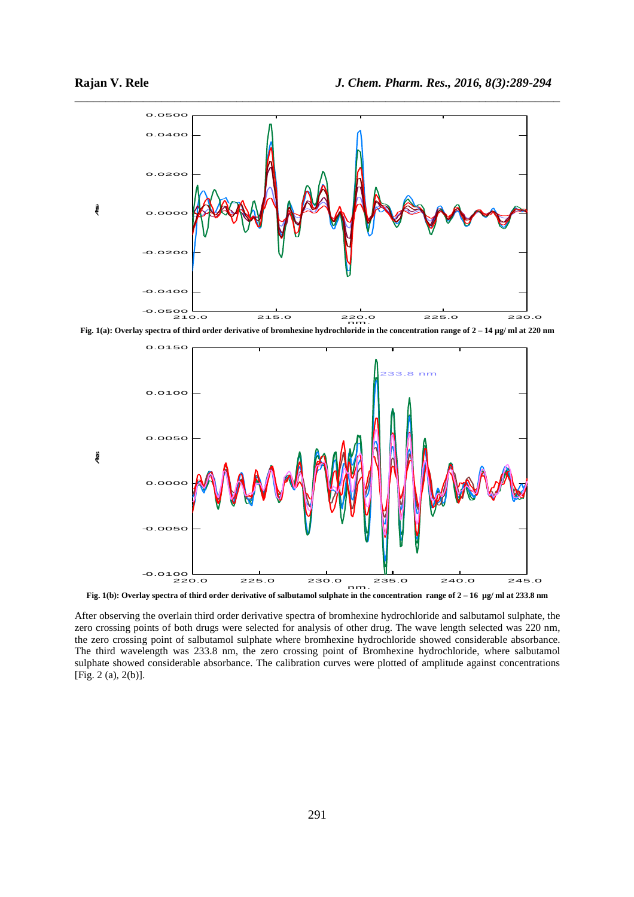Fig. 1(a): Overlay spectra of third order derivative of bromhexine hydrochloride in the concentration range of 2 – 14 µg/ ml at 220 nm

Fig. 1(b): Overlay spectra of third order derivative of salbutamol sulphate in the concentration range of 2 – 16 µg/ ml at 233.8 nm

After observing the overlain third order derivative spectra of bromhexine hydrochloride and salbutamol sulphate, the zero crossing points of both drugs were selected for analysis of other drug. The wave length selected was 220 nm, the zero crossing point of salbutamol sulphate where bromhexine hydrochloride showed considerable absorbance. The third wavelength was 233.8 nm, the zero crossing point of Bromhexine hydrochloride, where salbutamol sulphate showed considerable absorbance. The calibration curves were plotted of amplitude against concentrations [Fig. 2 (a), 2(b)].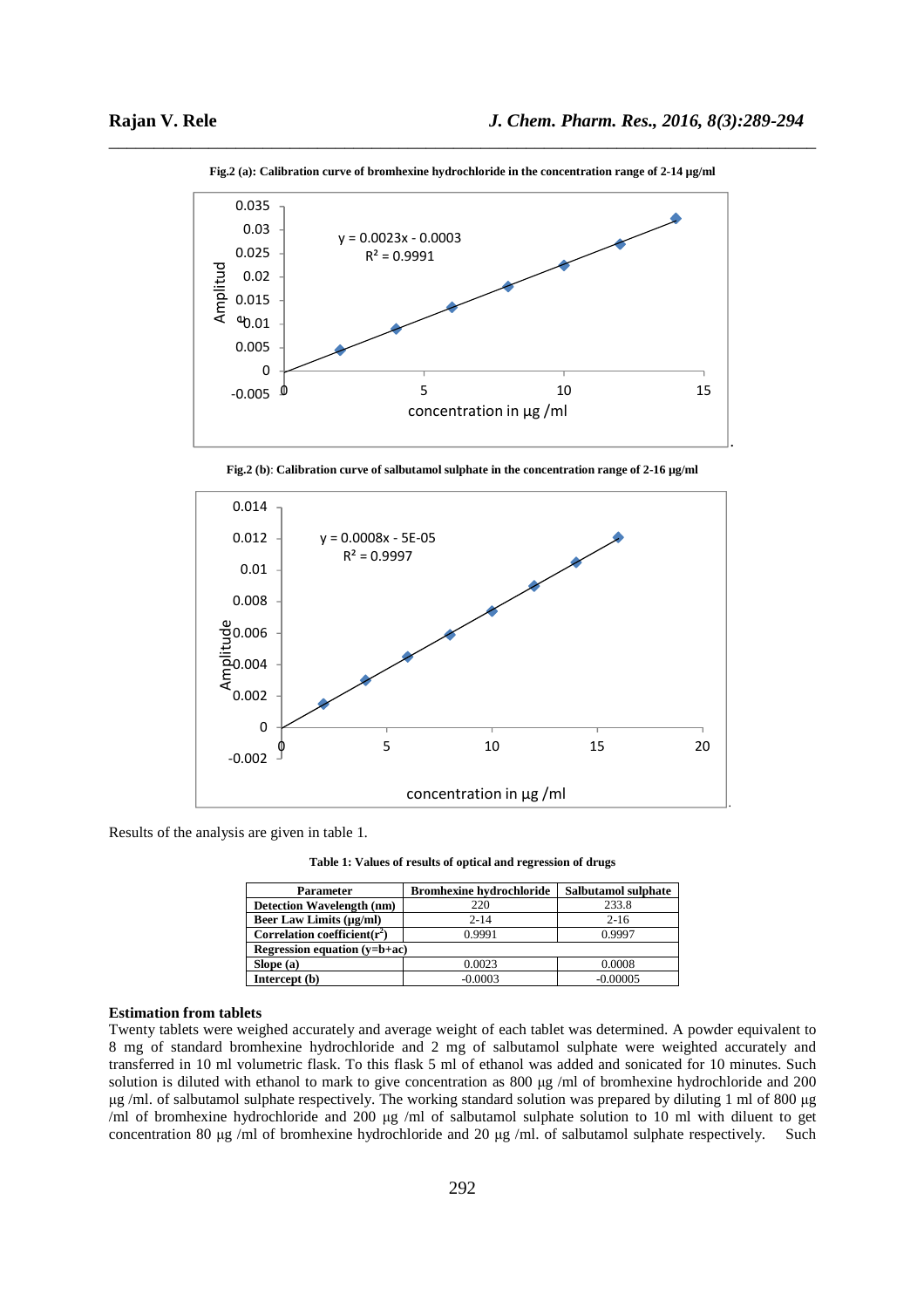**Fig.2 (a): Calibration curve of bromhexine hydrochloride in the concentration range of 2-14 µg/ml**

**Fig.2 (b)**: **Calibration curve of salbutamol sulphate in the concentration range of 2-16 µg/ml**

Results of the analysis are given in table 1.

**Table 1: Values of results of optical and regression of drugs**

| Parameter | Bromhexine hydrochloride | Salbutamol sulphate |
|---|---|---|
| **Detection Wavelength (nm)** | 220 | 233.8 |
| **Beer Law Limits (µg/ml)** | 2-14 | 2-16 |
| **Correlation coefficient($r^2$)** | 0.9991 | 0.9997 |
| **Regression equation (y=b+ac)** | | |
| **Slope (a)** | 0.0023 | 0.0008 |
| **Intercept (b)** | -0.0003 | -0.00005 |

### Estimation from tablets

Twenty tablets were weighed accurately and average weight of each tablet was determined. A powder equivalent to 8 mg of standard bromhexine hydrochloride and 2 mg of salbutamol sulphate were weighted accurately and transferred in 10 ml volumetric flask. To this flask 5 ml of ethanol was added and sonicated for 10 minutes. Such solution is diluted with ethanol to mark to give concentration as 800 µg /ml of bromhexine hydrochloride and 200 µg /ml. of salbutamol sulphate respectively. The working standard solution was prepared by diluting 1 ml of 800 µg /ml of bromhexine hydrochloride and 200 µg /ml of salbutamol sulphate solution to 10 ml with diluent to get concentration 80 µg /ml of bromhexine hydrochloride and 20 µg /ml. of salbutamol sulphate respectively. Such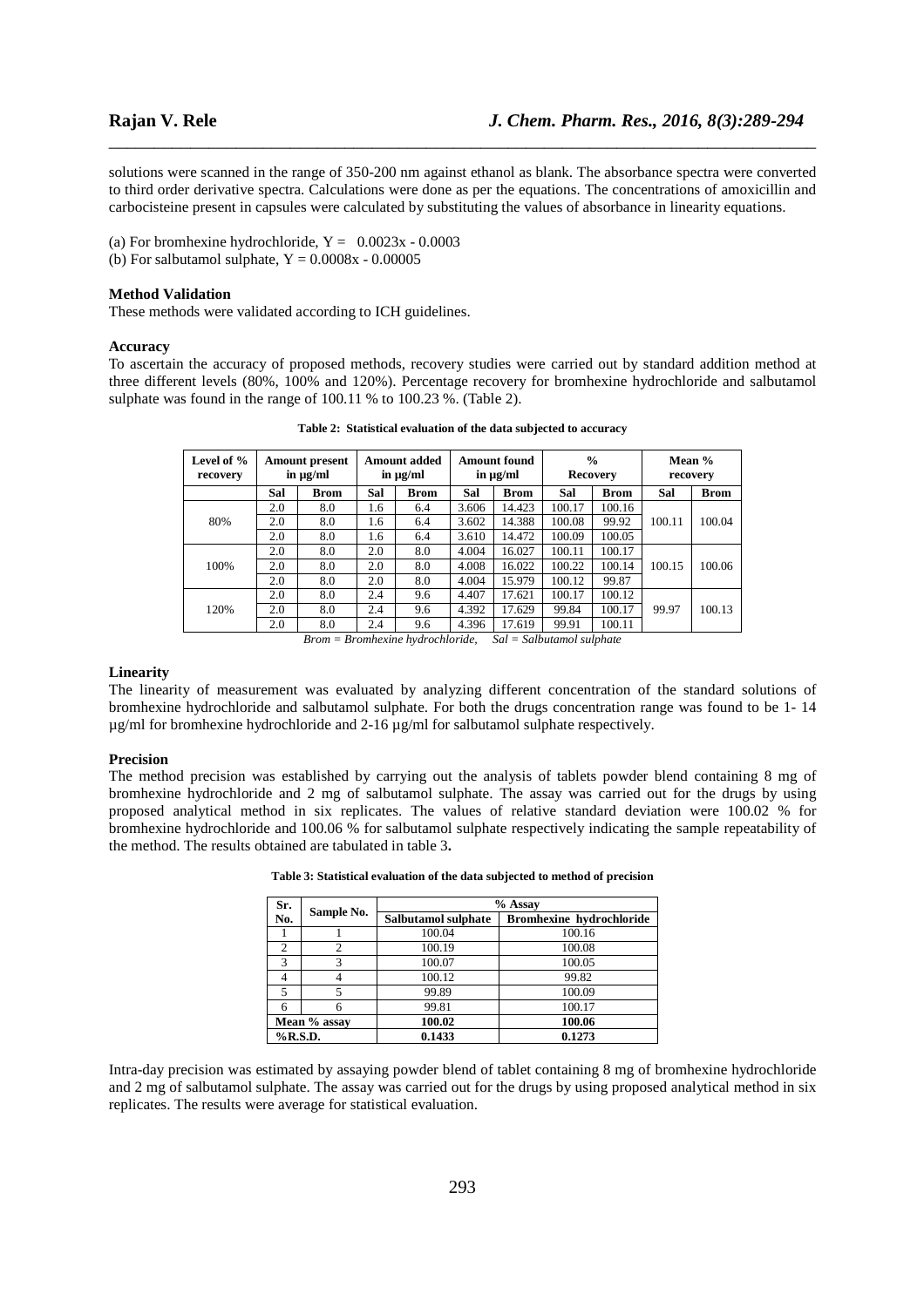solutions were scanned in the range of 350-200 nm against ethanol as blank. The absorbance spectra were converted to third order derivative spectra. Calculations were done as per the equations. The concentrations of amoxicillin and carbocisteine present in capsules were calculated by substituting the values of absorbance in linearity equations.

(a) For bromhexine hydrochloride, $Y = 0.0023x - 0.0003$

(b) For salbutamol sulphate, $Y = 0.0008x - 0.00005$

#### Method Validation

These methods were validated according to ICH guidelines.

#### Accuracy

To ascertain the accuracy of proposed methods, recovery studies were carried out by standard addition method at three different levels (80%, 100% and 120%). Percentage recovery for bromhexine hydrochloride and salbutamol sulphate was found in the range of 100.11 % to 100.23 %. (Table 2).

**Table 2: Statistical evaluation of the data subjected to accuracy**

| Level of % recovery | Amount present in µg/ml | | Amount added in µg/ml | | Amount found in µg/ml | | % Recovery | | Mean % recovery | |
|---|---|---|---|---|---|---|---|---|---|---|
| | Sal | Brom | Sal | Brom | Sal | Brom | Sal | Brom | Sal | Brom |
| 80% | 2.0 | 8.0 | 1.6 | 6.4 | 3.606 | 14.423 | 100.17 | 100.16 | 100.11 | 100.04 |
| | 2.0 | 8.0 | 1.6 | 6.4 | 3.602 | 14.388 | 100.08 | 99.92 | | |
| | 2.0 | 8.0 | 1.6 | 6.4 | 3.610 | 14.472 | 100.09 | 100.05 | | |
| 100% | 2.0 | 8.0 | 2.0 | 8.0 | 4.004 | 16.027 | 100.11 | 100.17 | 100.15 | 100.06 |
| | 2.0 | 8.0 | 2.0 | 8.0 | 4.008 | 16.022 | 100.22 | 100.14 | | |
| | 2.0 | 8.0 | 2.0 | 8.0 | 4.004 | 15.979 | 100.12 | 99.87 | | |
| 120% | 2.0 | 8.0 | 2.4 | 9.6 | 4.407 | 17.621 | 100.17 | 100.12 | 99.97 | 100.13 |
| | 2.0 | 8.0 | 2.4 | 9.6 | 4.392 | 17.629 | 99.84 | 100.17 | | |
| | 2.0 | 8.0 | 2.4 | 9.6 | 4.396 | 17.619 | 99.91 | 100.11 | | |

*Brom = Bromhexine hydrochloride, Sal = Salbutamol sulphate*

#### Linearity

The linearity of measurement was evaluated by analyzing different concentration of the standard solutions of bromhexine hydrochloride and salbutamol sulphate. For both the drugs concentration range was found to be 1- 14 µg/ml for bromhexine hydrochloride and 2-16 µg/ml for salbutamol sulphate respectively.

#### Precision

The method precision was established by carrying out the analysis of tablets powder blend containing 8 mg of bromhexine hydrochloride and 2 mg of salbutamol sulphate. The assay was carried out for the drugs by using proposed analytical method in six replicates. The values of relative standard deviation were 100.02 % for bromhexine hydrochloride and 100.06 % for salbutamol sulphate respectively indicating the sample repeatability of the method. The results obtained are tabulated in table 3**.**

**Table 3: Statistical evaluation of the data subjected to method of precision**

| Sr. No. | Sample No. | % Assay | |
|---|---|---|---|
| | | Salbutamol sulphate | Bromhexine hydrochloride |
| 1 | 1 | 100.04 | 100.16 |
| 2 | 2 | 100.19 | 100.08 |
| 3 | 3 | 100.07 | 100.05 |
| 4 | 4 | 100.12 | 99.82 |
| 5 | 5 | 99.89 | 100.09 |
| 6 | 6 | 99.81 | 100.17 |
| **Mean % assay** | | **100.02** | **100.06** |
| **%R.S.D.** | | **0.1433** | **0.1273** |

Intra-day precision was estimated by assaying powder blend of tablet containing 8 mg of bromhexine hydrochloride and 2 mg of salbutamol sulphate. The assay was carried out for the drugs by using proposed analytical method in six replicates. The results were average for statistical evaluation.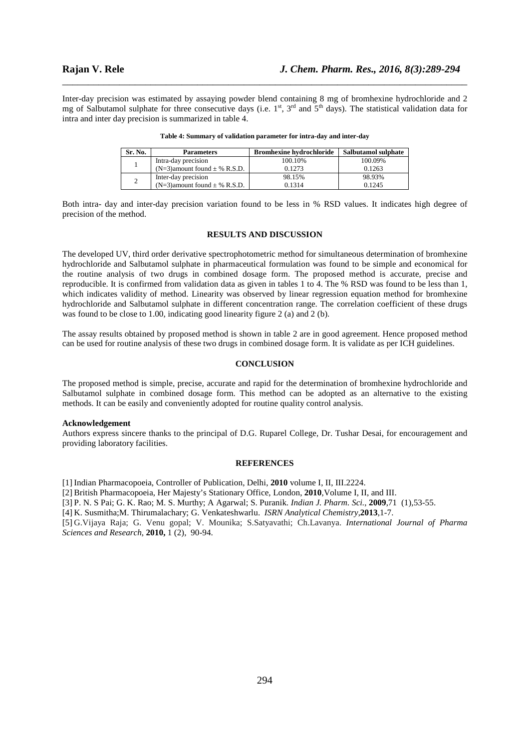Inter-day precision was estimated by assaying powder blend containing 8 mg of bromhexine hydrochloride and 2 mg of Salbutamol sulphate for three consecutive days (i.e. 1st, 3rd and 5th days). The statistical validation data for intra and inter day precision is summarized in table 4.

**Table 4: Summary of validation parameter for intra-day and inter-day**

| Sr. No. | Parameters | Bromhexine hydrochloride | Salbutamol sulphate |
|---|---|---|---|
| 1 | Intra-day precision<br>(N=3)amount found ± % R.S.D. | 100.10%<br>0.1273 | 100.09%<br>0.1263 |
| 2 | Inter-day precision<br>(N=3)amount found ± % R.S.D. | 98.15%<br>0.1314 | 98.93%<br>0.1245 |

Both intra- day and inter-day precision variation found to be less in % RSD values. It indicates high degree of precision of the method.

## RESULTS AND DISCUSSION

The developed UV, third order derivative spectrophotometric method for simultaneous determination of bromhexine hydrochloride and Salbutamol sulphate in pharmaceutical formulation was found to be simple and economical for the routine analysis of two drugs in combined dosage form. The proposed method is accurate, precise and reproducible. It is confirmed from validation data as given in tables 1 to 4. The % RSD was found to be less than 1, which indicates validity of method. Linearity was observed by linear regression equation method for bromhexine hydrochloride and Salbutamol sulphate in different concentration range. The correlation coefficient of these drugs was found to be close to 1.00, indicating good linearity figure 2 (a) and 2 (b).

The assay results obtained by proposed method is shown in table 2 are in good agreement. Hence proposed method can be used for routine analysis of these two drugs in combined dosage form. It is validate as per ICH guidelines.

## CONCLUSION

The proposed method is simple, precise, accurate and rapid for the determination of bromhexine hydrochloride and Salbutamol sulphate in combined dosage form. This method can be adopted as an alternative to the existing methods. It can be easily and conveniently adopted for routine quality control analysis.

**Acknowledgement**

Authors express sincere thanks to the principal of D.G. Ruparel College, Dr. Tushar Desai, for encouragement and providing laboratory facilities.

## REFERENCES

[1] Indian Pharmacopoeia, Controller of Publication, Delhi, **2010** volume I, II, III.2224.

[2] British Pharmacopoeia, Her Majesty's Stationary Office, London, **2010**,Volume I, II, and III.

[3] P. N. S Pai; G. K. Rao; M. S. Murthy; A Agarwal; S. Puranik. *Indian J. Pharm. Sci.*, **2009**,71 (1),53-55.

[4] K. Susmitha;M. Thirumalachary; G. Venkateshwarlu. *ISRN Analytical Chemistry*,**2013**,1-7.

[5] G.Vijaya Raja; G. Venu gopal; V. Mounika; S.Satyavathi; Ch.Lavanya. *International Journal of Pharma Sciences and Research*, **2010,** 1 (2), 90-94.